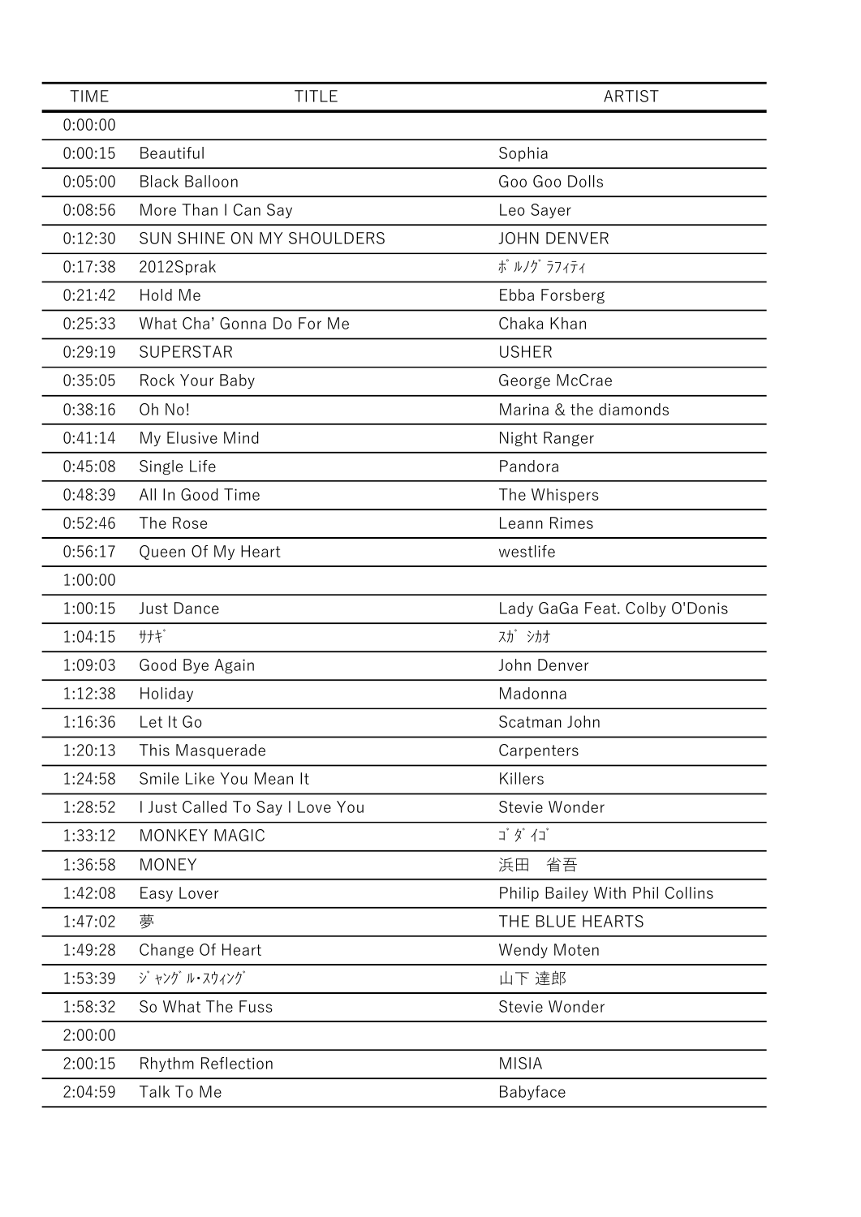| TIME | TITLE | ARTIST |
|---|---|---|
| 0:00:00 | | |
| 0:00:15 | Beautiful | Sophia |
| 0:05:00 | Black Balloon | Goo Goo Dolls |
| 0:08:56 | More Than I Can Say | Leo Sayer |
| 0:12:30 | SUN SHINE ON MY SHOULDERS | JOHN DENVER |
| 0:17:38 | 2012Sprak | ﾎﾟﾙﾉｸﾞﾗﾌｨﾃｨ |
| 0:21:42 | Hold Me | Ebba Forsberg |
| 0:25:33 | What Cha' Gonna Do For Me | Chaka Khan |
| 0:29:19 | SUPERSTAR | USHER |
| 0:35:05 | Rock Your Baby | George McCrae |
| 0:38:16 | Oh No! | Marina & the diamonds |
| 0:41:14 | My Elusive Mind | Night Ranger |
| 0:45:08 | Single Life | Pandora |
| 0:48:39 | All In Good Time | The Whispers |
| 0:52:46 | The Rose | Leann Rimes |
| 0:56:17 | Queen Of My Heart | westlife |
| 1:00:00 | | |
| 1:00:15 | Just Dance | Lady GaGa Feat. Colby O'Donis |
| 1:04:15 | ｻﾅｷﾞ | ｽｶﾞｼｶｵ |
| 1:09:03 | Good Bye Again | John Denver |
| 1:12:38 | Holiday | Madonna |
| 1:16:36 | Let It Go | Scatman John |
| 1:20:13 | This Masquerade | Carpenters |
| 1:24:58 | Smile Like You Mean It | Killers |
| 1:28:52 | I Just Called To Say I Love You | Stevie Wonder |
| 1:33:12 | MONKEY MAGIC | ｺﾞﾀﾞｲｺﾞ |
| 1:36:58 | MONEY | 浜田　省吾 |
| 1:42:08 | Easy Lover | Philip Bailey With Phil Collins |
| 1:47:02 | 夢 | THE BLUE HEARTS |
| 1:49:28 | Change Of Heart | Wendy Moten |
| 1:53:39 | ｼﾞｬﾝｸﾞﾙ･ｽｳｨﾝｸﾞ | 山下 達郎 |
| 1:58:32 | So What The Fuss | Stevie Wonder |
| 2:00:00 | | |
| 2:00:15 | Rhythm Reflection | MISIA |
| 2:04:59 | Talk To Me | Babyface |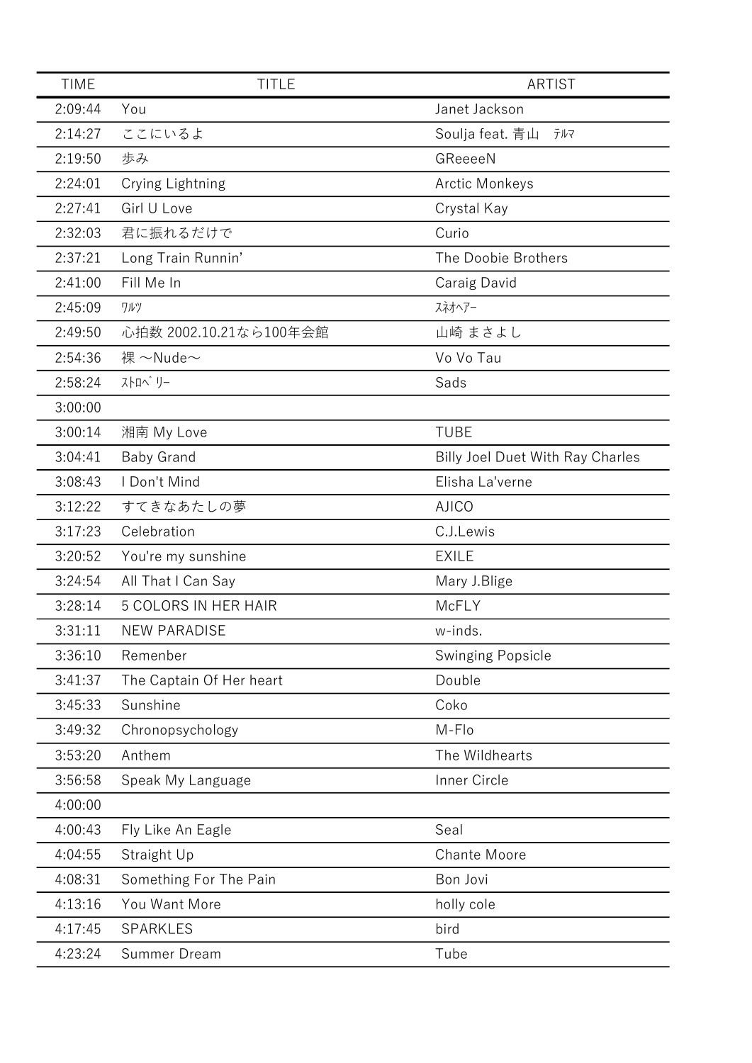| TIME | TITLE | ARTIST |
|---|---|---|
| 2:09:44 | You | Janet Jackson |
| 2:14:27 | ここにいるよ | Soulja feat. 青山　ﾃﾙﾏ |
| 2:19:50 | 歩み | GReeeeN |
| 2:24:01 | Crying Lightning | Arctic Monkeys |
| 2:27:41 | Girl U Love | Crystal Kay |
| 2:32:03 | 君に振れるだけで | Curio |
| 2:37:21 | Long Train Runnin’ | The Doobie Brothers |
| 2:41:00 | Fill Me In | Caraig David |
| 2:45:09 | ﾜﾙﾂ | ｽﾈｵﾍｱｰ |
| 2:49:50 | 心拍数 2002.10.21なら100年会館 | 山崎 まさよし |
| 2:54:36 | 裸 ～Nude～ | Vo Vo Tau |
| 2:58:24 | ｽﾄﾛﾍﾞﾘｰ | Sads |
| 3:00:00 | | |
| 3:00:14 | 湘南 My Love | TUBE |
| 3:04:41 | Baby Grand | Billy Joel Duet With Ray Charles |
| 3:08:43 | I Don't Mind | Elisha La'verne |
| 3:12:22 | すてきなあたしの夢 | AJICO |
| 3:17:23 | Celebration | C.J.Lewis |
| 3:20:52 | You're my sunshine | EXILE |
| 3:24:54 | All That I Can Say | Mary J.Blige |
| 3:28:14 | 5 COLORS IN HER HAIR | McFLY |
| 3:31:11 | NEW PARADISE | w-inds. |
| 3:36:10 | Remenber | Swinging Popsicle |
| 3:41:37 | The Captain Of Her heart | Double |
| 3:45:33 | Sunshine | Coko |
| 3:49:32 | Chronopsychology | M-Flo |
| 3:53:20 | Anthem | The Wildhearts |
| 3:56:58 | Speak My Language | Inner Circle |
| 4:00:00 | | |
| 4:00:43 | Fly Like An Eagle | Seal |
| 4:04:55 | Straight Up | Chante Moore |
| 4:08:31 | Something For The Pain | Bon Jovi |
| 4:13:16 | You Want More | holly cole |
| 4:17:45 | SPARKLES | bird |
| 4:23:24 | Summer Dream | Tube |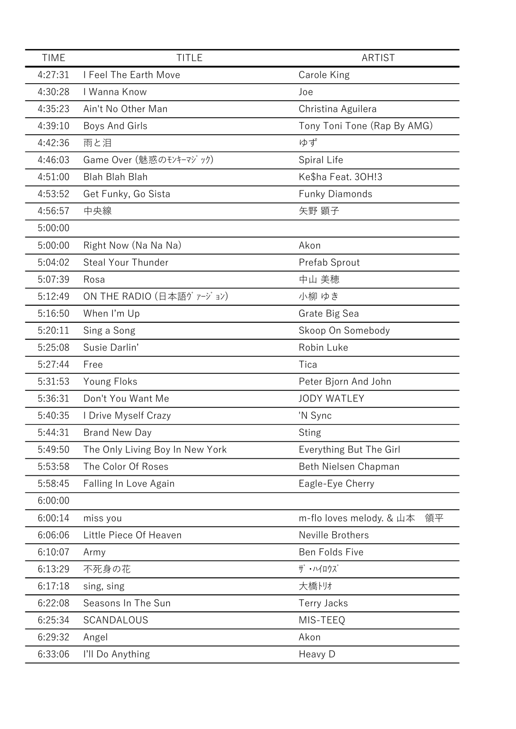| TIME | TITLE | ARTIST |
| --- | --- | --- |
| 4:27:31 | I Feel The Earth Move | Carole King |
| 4:30:28 | I Wanna Know | Joe |
| 4:35:23 | Ain't No Other Man | Christina Aguilera |
| 4:39:10 | Boys And Girls | Tony Toni Tone (Rap By AMG) |
| 4:42:36 | 雨と泪 | ゆず |
| 4:46:03 | Game Over (魅惑のﾓﾝｷｰﾏｼﾞｯｸ) | Spiral Life |
| 4:51:00 | Blah Blah Blah | Ke$ha Feat. 3OH!3 |
| 4:53:52 | Get Funky, Go Sista | Funky Diamonds |
| 4:56:57 | 中央線 | 矢野 顕子 |
| 5:00:00 | | |
| 5:00:00 | Right Now (Na Na Na) | Akon |
| 5:04:02 | Steal Your Thunder | Prefab Sprout |
| 5:07:39 | Rosa | 中山 美穂 |
| 5:12:49 | ON THE RADIO (日本語ｳﾞｧｰｼﾞｮﾝ) | 小柳 ゆき |
| 5:16:50 | When I'm Up | Grate Big Sea |
| 5:20:11 | Sing a Song | Skoop On Somebody |
| 5:25:08 | Susie Darlin' | Robin Luke |
| 5:27:44 | Free | Tica |
| 5:31:53 | Young Floks | Peter Bjorn And John |
| 5:36:31 | Don't You Want Me | JODY WATLEY |
| 5:40:35 | I Drive Myself Crazy | 'N Sync |
| 5:44:31 | Brand New Day | Sting |
| 5:49:50 | The Only Living Boy In New York | Everything But The Girl |
| 5:53:58 | The Color Of Roses | Beth Nielsen Chapman |
| 5:58:45 | Falling In Love Again | Eagle-Eye Cherry |
| 6:00:00 | | |
| 6:00:14 | miss you | m-flo loves melody. & 山本　領平 |
| 6:06:06 | Little Piece Of Heaven | Neville Brothers |
| 6:10:07 | Army | Ben Folds Five |
| 6:13:29 | 不死身の花 | ｻﾞ･ﾊｲﾛｳｽﾞ |
| 6:17:18 | sing, sing | 大橋ﾄﾘｵ |
| 6:22:08 | Seasons In The Sun | Terry Jacks |
| 6:25:34 | SCANDALOUS | MIS-TEEQ |
| 6:29:32 | Angel | Akon |
| 6:33:06 | I'll Do Anything | Heavy D |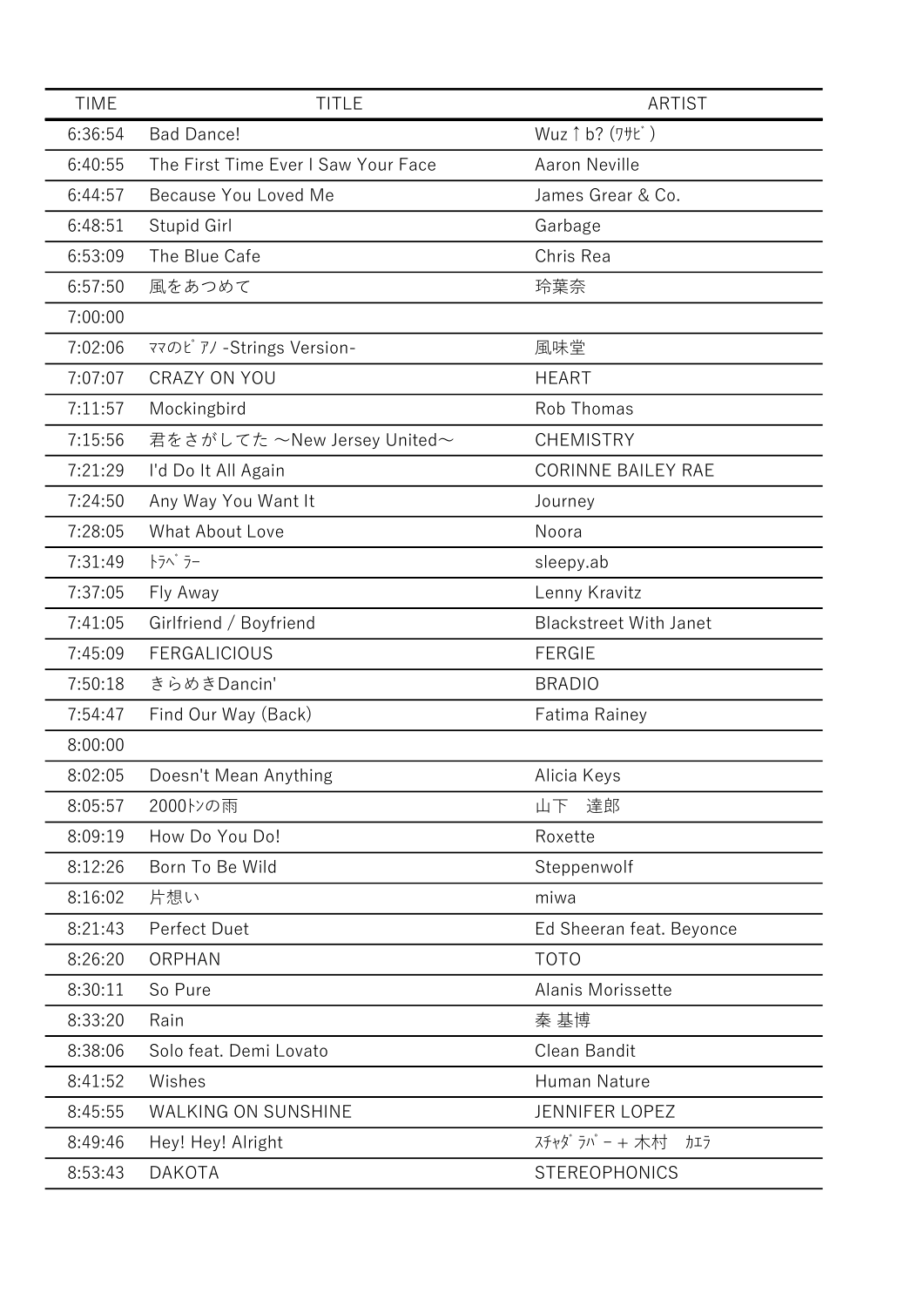| TIME | TITLE | ARTIST |
|---|---|---|
| 6:36:54 | Bad Dance! | Wuz↑b? (ﾜｻﾋﾞ) |
| 6:40:55 | The First Time Ever I Saw Your Face | Aaron Neville |
| 6:44:57 | Because You Loved Me | James Grear & Co. |
| 6:48:51 | Stupid Girl | Garbage |
| 6:53:09 | The Blue Cafe | Chris Rea |
| 6:57:50 | 風をあつめて | 玲葉奈 |
| 7:00:00 | | |
| 7:02:06 | ﾏﾏのﾋﾟｱﾉ -Strings Version- | 風味堂 |
| 7:07:07 | CRAZY ON YOU | HEART |
| 7:11:57 | Mockingbird | Rob Thomas |
| 7:15:56 | 君をさがしてた ～New Jersey United～ | CHEMISTRY |
| 7:21:29 | I'd Do It All Again | CORINNE BAILEY RAE |
| 7:24:50 | Any Way You Want It | Journey |
| 7:28:05 | What About Love | Noora |
| 7:31:49 | ﾄﾗﾍﾞﾗｰ | sleepy.ab |
| 7:37:05 | Fly Away | Lenny Kravitz |
| 7:41:05 | Girlfriend / Boyfriend | Blackstreet With Janet |
| 7:45:09 | FERGALICIOUS | FERGIE |
| 7:50:18 | きらめきDancin' | BRADIO |
| 7:54:47 | Find Our Way (Back) | Fatima Rainey |
| 8:00:00 | | |
| 8:02:05 | Doesn't Mean Anything | Alicia Keys |
| 8:05:57 | 2000ﾄﾝの雨 | 山下　達郎 |
| 8:09:19 | How Do You Do! | Roxette |
| 8:12:26 | Born To Be Wild | Steppenwolf |
| 8:16:02 | 片想い | miwa |
| 8:21:43 | Perfect Duet | Ed Sheeran feat. Beyonce |
| 8:26:20 | ORPHAN | TOTO |
| 8:30:11 | So Pure | Alanis Morissette |
| 8:33:20 | Rain | 秦 基博 |
| 8:38:06 | Solo feat. Demi Lovato | Clean Bandit |
| 8:41:52 | Wishes | Human Nature |
| 8:45:55 | WALKING ON SUNSHINE | JENNIFER LOPEZ |
| 8:49:46 | Hey! Hey! Alright | ｽﾁｬﾀﾞﾗﾊﾞｰ＋木村　ｶｴﾗ |
| 8:53:43 | DAKOTA | STEREOPHONICS |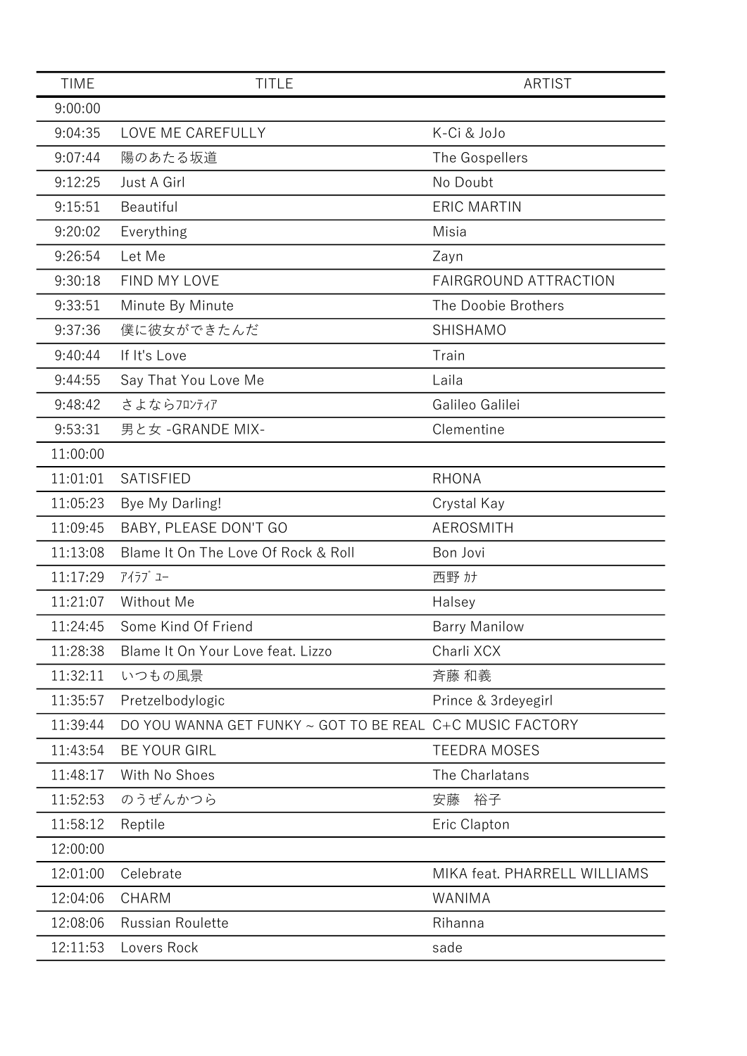| TIME | TITLE | ARTIST |
|---|---|---|
| 9:00:00 | | |
| 9:04:35 | LOVE ME CAREFULLY | K-Ci & JoJo |
| 9:07:44 | 陽のあたる坂道 | The Gospellers |
| 9:12:25 | Just A Girl | No Doubt |
| 9:15:51 | Beautiful | ERIC MARTIN |
| 9:20:02 | Everything | Misia |
| 9:26:54 | Let Me | Zayn |
| 9:30:18 | FIND MY LOVE | FAIRGROUND ATTRACTION |
| 9:33:51 | Minute By Minute | The Doobie Brothers |
| 9:37:36 | 僕に彼女ができたんだ | SHISHAMO |
| 9:40:44 | If It's Love | Train |
| 9:44:55 | Say That You Love Me | Laila |
| 9:48:42 | さよならﾌﾛﾝﾃｨｱ | Galileo Galilei |
| 9:53:31 | 男と女 -GRANDE MIX- | Clementine |
| 11:00:00 | | |
| 11:01:01 | SATISFIED | RHONA |
| 11:05:23 | Bye My Darling! | Crystal Kay |
| 11:09:45 | BABY, PLEASE DON'T GO | AEROSMITH |
| 11:13:08 | Blame It On The Love Of Rock & Roll | Bon Jovi |
| 11:17:29 | ｱｲﾗﾌﾞ ﾕｰ | 西野 ｶﾅ |
| 11:21:07 | Without Me | Halsey |
| 11:24:45 | Some Kind Of Friend | Barry Manilow |
| 11:28:38 | Blame It On Your Love feat. Lizzo | Charli XCX |
| 11:32:11 | いつもの風景 | 斉藤 和義 |
| 11:35:57 | Pretzelbodylogic | Prince & 3rdeyegirl |
| 11:39:44 | DO YOU WANNA GET FUNKY ~ GOT TO BE REAL | C+C MUSIC FACTORY |
| 11:43:54 | BE YOUR GIRL | TEEDRA MOSES |
| 11:48:17 | With No Shoes | The Charlatans |
| 11:52:53 | のうぜんかつら | 安藤　裕子 |
| 11:58:12 | Reptile | Eric Clapton |
| 12:00:00 | | |
| 12:01:00 | Celebrate | MIKA feat. PHARRELL WILLIAMS |
| 12:04:06 | CHARM | WANIMA |
| 12:08:06 | Russian Roulette | Rihanna |
| 12:11:53 | Lovers Rock | sade |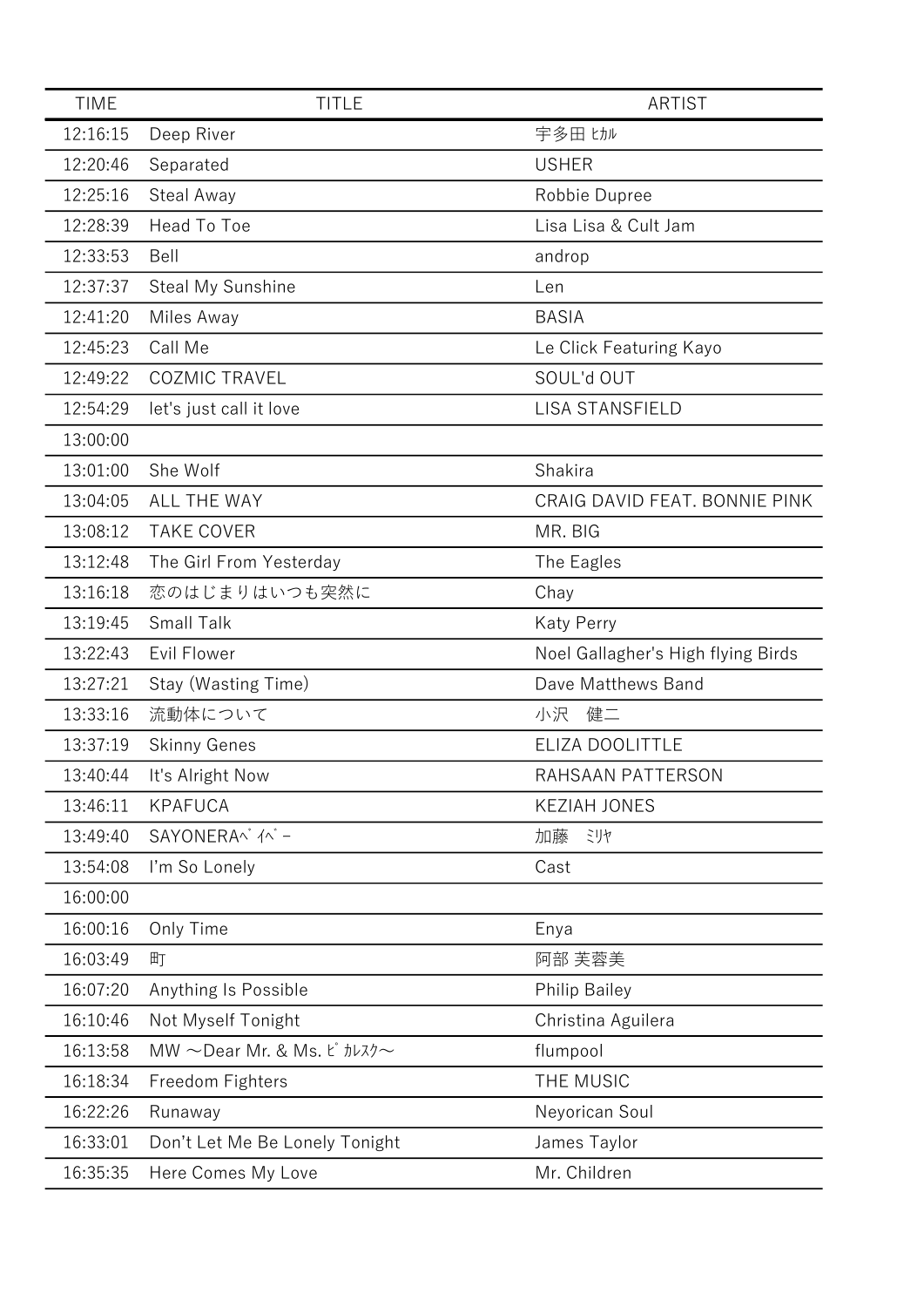| TIME | TITLE | ARTIST |
| --- | --- | --- |
| 12:16:15 | Deep River | 宇多田 ﾋｶﾙ |
| 12:20:46 | Separated | USHER |
| 12:25:16 | Steal Away | Robbie Dupree |
| 12:28:39 | Head To Toe | Lisa Lisa & Cult Jam |
| 12:33:53 | Bell | androp |
| 12:37:37 | Steal My Sunshine | Len |
| 12:41:20 | Miles Away | BASIA |
| 12:45:23 | Call Me | Le Click Featuring Kayo |
| 12:49:22 | COZMIC TRAVEL | SOUL'd OUT |
| 12:54:29 | let's just call it love | LISA STANSFIELD |
| 13:00:00 | | |
| 13:01:00 | She Wolf | Shakira |
| 13:04:05 | ALL THE WAY | CRAIG DAVID FEAT. BONNIE PINK |
| 13:08:12 | TAKE COVER | MR. BIG |
| 13:12:48 | The Girl From Yesterday | The Eagles |
| 13:16:18 | 恋のはじまりはいつも突然に | Chay |
| 13:19:45 | Small Talk | Katy Perry |
| 13:22:43 | Evil Flower | Noel Gallagher's High flying Birds |
| 13:27:21 | Stay (Wasting Time) | Dave Matthews Band |
| 13:33:16 | 流動体について | 小沢　健二 |
| 13:37:19 | Skinny Genes | ELIZA DOOLITTLE |
| 13:40:44 | It's Alright Now | RAHSAAN PATTERSON |
| 13:46:11 | KPAFUCA | KEZIAH JONES |
| 13:49:40 | SAYONERAﾍﾞｲﾍﾞｰ | 加藤　ﾐﾘﾔ |
| 13:54:08 | I'm So Lonely | Cast |
| 16:00:00 | | |
| 16:00:16 | Only Time | Enya |
| 16:03:49 | 町 | 阿部 芙蓉美 |
| 16:07:20 | Anything Is Possible | Philip Bailey |
| 16:10:46 | Not Myself Tonight | Christina Aguilera |
| 16:13:58 | MW 〜Dear Mr. & Ms. ﾋﾟｶﾚｽｸ〜 | flumpool |
| 16:18:34 | Freedom Fighters | THE MUSIC |
| 16:22:26 | Runaway | Neyorican Soul |
| 16:33:01 | Don't Let Me Be Lonely Tonight | James Taylor |
| 16:35:35 | Here Comes My Love | Mr. Children |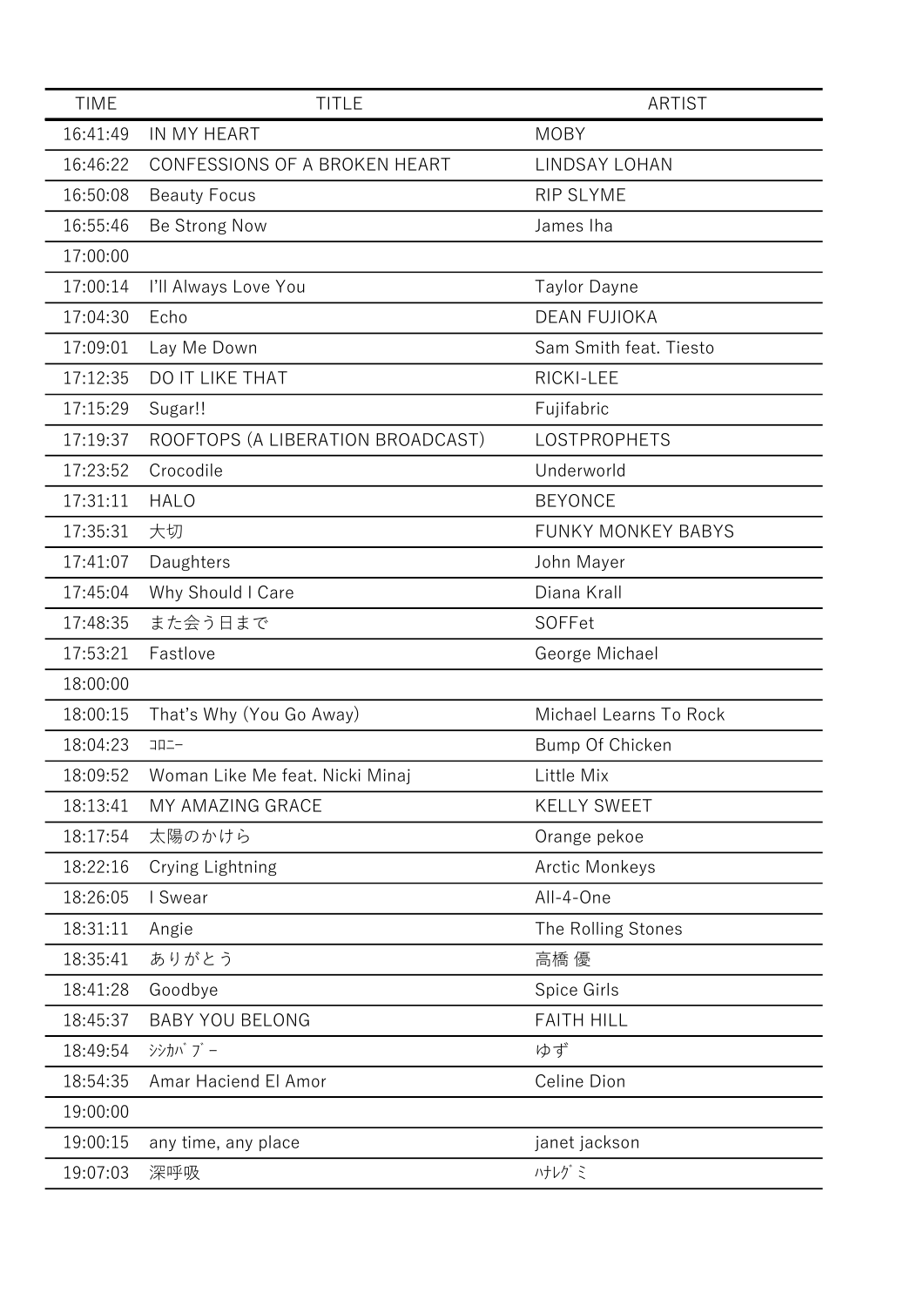| TIME | TITLE | ARTIST |
|---|---|---|
| 16:41:49 | IN MY HEART | MOBY |
| 16:46:22 | CONFESSIONS OF A BROKEN HEART | LINDSAY LOHAN |
| 16:50:08 | Beauty Focus | RIP SLYME |
| 16:55:46 | Be Strong Now | James Iha |
| 17:00:00 | | |
| 17:00:14 | I'll Always Love You | Taylor Dayne |
| 17:04:30 | Echo | DEAN FUJIOKA |
| 17:09:01 | Lay Me Down | Sam Smith feat. Tiesto |
| 17:12:35 | DO IT LIKE THAT | RICKI-LEE |
| 17:15:29 | Sugar!! | Fujifabric |
| 17:19:37 | ROOFTOPS (A LIBERATION BROADCAST) | LOSTPROPHETS |
| 17:23:52 | Crocodile | Underworld |
| 17:31:11 | HALO | BEYONCE |
| 17:35:31 | 大切 | FUNKY MONKEY BABYS |
| 17:41:07 | Daughters | John Mayer |
| 17:45:04 | Why Should I Care | Diana Krall |
| 17:48:35 | また会う日まで | SOFFet |
| 17:53:21 | Fastlove | George Michael |
| 18:00:00 | | |
| 18:00:15 | That's Why (You Go Away) | Michael Learns To Rock |
| 18:04:23 | ｺﾛﾆｰ | Bump Of Chicken |
| 18:09:52 | Woman Like Me feat. Nicki Minaj | Little Mix |
| 18:13:41 | MY AMAZING GRACE | KELLY SWEET |
| 18:17:54 | 太陽のかけら | Orange pekoe |
| 18:22:16 | Crying Lightning | Arctic Monkeys |
| 18:26:05 | I Swear | All-4-One |
| 18:31:11 | Angie | The Rolling Stones |
| 18:35:41 | ありがとう | 高橋 優 |
| 18:41:28 | Goodbye | Spice Girls |
| 18:45:37 | BABY YOU BELONG | FAITH HILL |
| 18:49:54 | ｼｼｶﾊﾞﾌﾞｰ | ゆず |
| 18:54:35 | Amar Haciend El Amor | Celine Dion |
| 19:00:00 | | |
| 19:00:15 | any time, any place | janet jackson |
| 19:07:03 | 深呼吸 | ﾊﾅﾚｸﾞﾐ |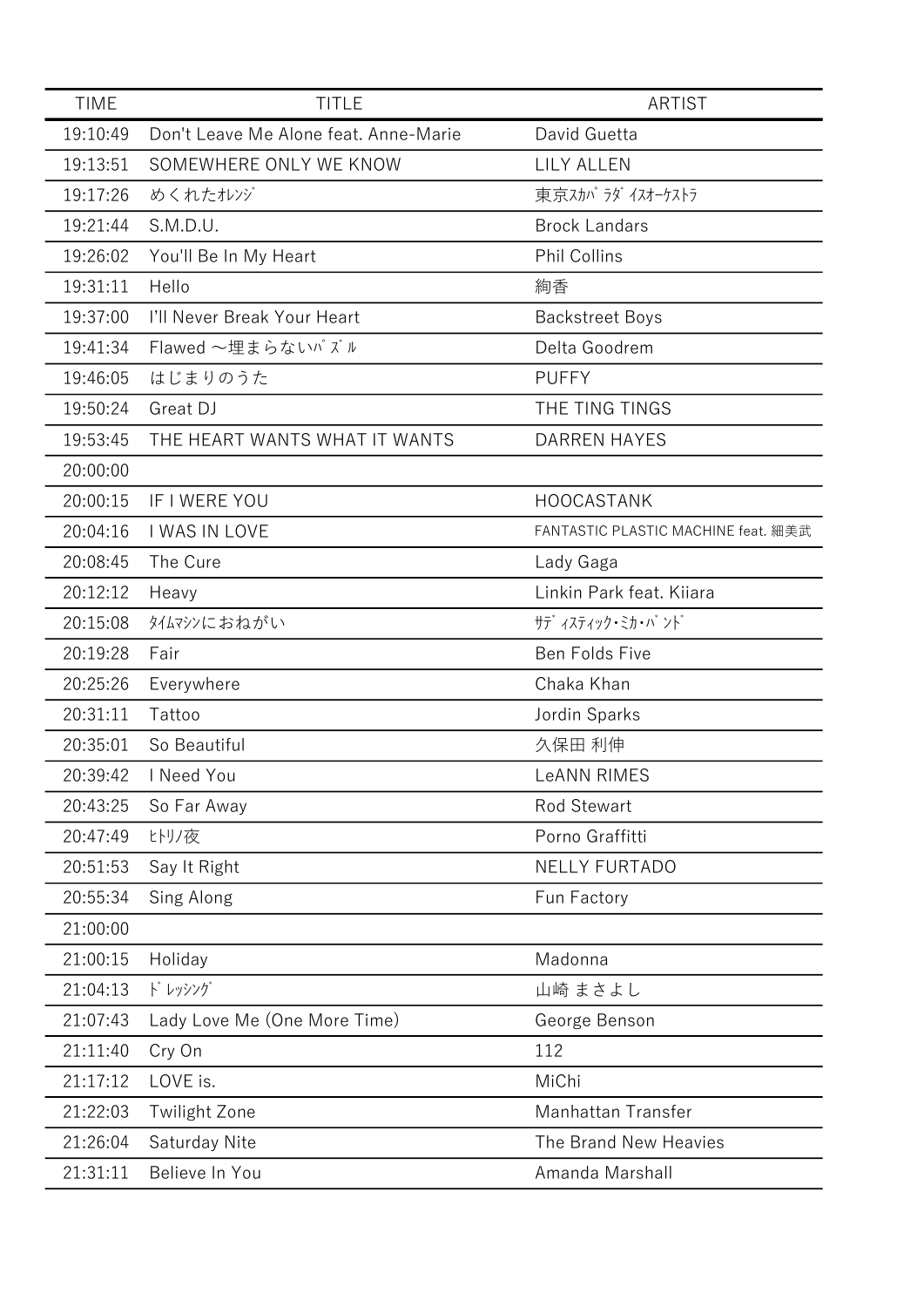| TIME | TITLE | ARTIST |
|---|---|---|
| 19:10:49 | Don't Leave Me Alone feat. Anne-Marie | David Guetta |
| 19:13:51 | SOMEWHERE ONLY WE KNOW | LILY ALLEN |
| 19:17:26 | めくれたｵﾚﾝｼﾞ | 東京ｽｶﾊﾟﾗﾀﾞｲｽｵｰｹｽﾄﾗ |
| 19:21:44 | S.M.D.U. | Brock Landars |
| 19:26:02 | You'll Be In My Heart | Phil Collins |
| 19:31:11 | Hello | 絢香 |
| 19:37:00 | I'll Never Break Your Heart | Backstreet Boys |
| 19:41:34 | Flawed ～埋まらないﾊﾟｽﾞﾙ | Delta Goodrem |
| 19:46:05 | はじまりのうた | PUFFY |
| 19:50:24 | Great DJ | THE TING TINGS |
| 19:53:45 | THE HEART WANTS WHAT IT WANTS | DARREN HAYES |
| 20:00:00 | | |
| 20:00:15 | IF I WERE YOU | HOOCASTANK |
| 20:04:16 | I WAS IN LOVE | FANTASTIC PLASTIC MACHINE feat. 細美武 |
| 20:08:45 | The Cure | Lady Gaga |
| 20:12:12 | Heavy | Linkin Park feat. Kiiara |
| 20:15:08 | ﾀｲﾑﾏｼﾝにおねがい | ｻﾃﾞｨｽﾃｨｯｸ･ﾐｶ･ﾊﾞﾝﾄﾞ |
| 20:19:28 | Fair | Ben Folds Five |
| 20:25:26 | Everywhere | Chaka Khan |
| 20:31:11 | Tattoo | Jordin Sparks |
| 20:35:01 | So Beautiful | 久保田 利伸 |
| 20:39:42 | I Need You | LeANN RIMES |
| 20:43:25 | So Far Away | Rod Stewart |
| 20:47:49 | ﾋﾄﾘﾉ夜 | Porno Graffitti |
| 20:51:53 | Say It Right | NELLY FURTADO |
| 20:55:34 | Sing Along | Fun Factory |
| 21:00:00 | | |
| 21:00:15 | Holiday | Madonna |
| 21:04:13 | ﾄﾞﾚｯｼﾝｸﾞ | 山崎 まさよし |
| 21:07:43 | Lady Love Me (One More Time) | George Benson |
| 21:11:40 | Cry On | 112 |
| 21:17:12 | LOVE is. | MiChi |
| 21:22:03 | Twilight Zone | Manhattan Transfer |
| 21:26:04 | Saturday Nite | The Brand New Heavies |
| 21:31:11 | Believe In You | Amanda Marshall |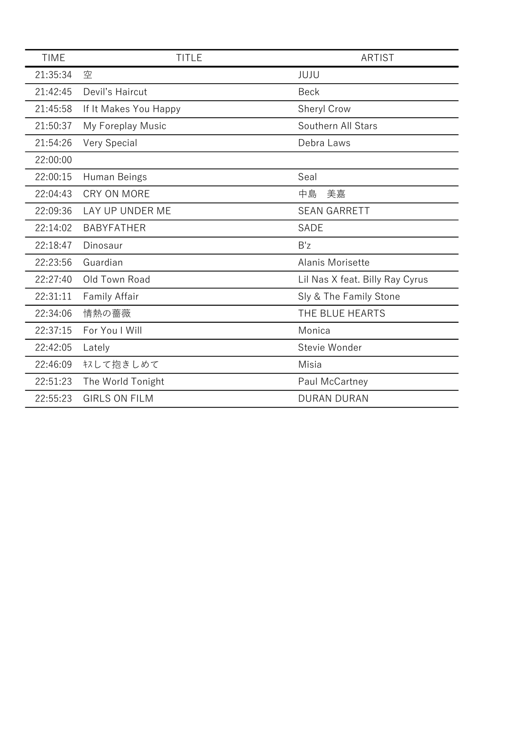| TIME | TITLE | ARTIST |
|---|---|---|
| 21:35:34 | 空 | JUJU |
| 21:42:45 | Devil's Haircut | Beck |
| 21:45:58 | If It Makes You Happy | Sheryl Crow |
| 21:50:37 | My Foreplay Music | Southern All Stars |
| 21:54:26 | Very Special | Debra Laws |
| 22:00:00 | | |
| 22:00:15 | Human Beings | Seal |
| 22:04:43 | CRY ON MORE | 中島　美嘉 |
| 22:09:36 | LAY UP UNDER ME | SEAN GARRETT |
| 22:14:02 | BABYFATHER | SADE |
| 22:18:47 | Dinosaur | B'z |
| 22:23:56 | Guardian | Alanis Morisette |
| 22:27:40 | Old Town Road | Lil Nas X feat. Billy Ray Cyrus |
| 22:31:11 | Family Affair | Sly & The Family Stone |
| 22:34:06 | 情熱の薔薇 | THE BLUE HEARTS |
| 22:37:15 | For You I Will | Monica |
| 22:42:05 | Lately | Stevie Wonder |
| 22:46:09 | ｷｽして抱きしめて | Misia |
| 22:51:23 | The World Tonight | Paul McCartney |
| 22:55:23 | GIRLS ON FILM | DURAN DURAN |